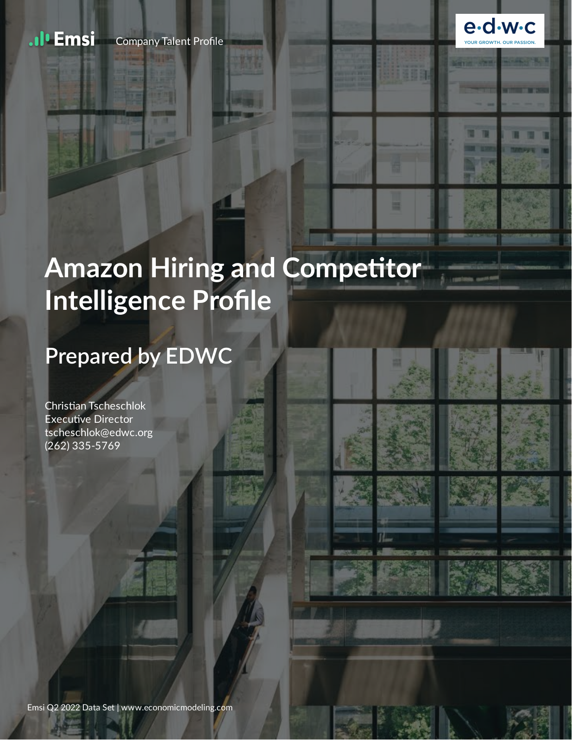Emsi Company Talent Profile

e·d·w·c
YOUR GROWTH. OUR PASSION.

# Amazon Hiring and Competitor Intelligence Profile

## Prepared by EDWC

Christian Tscheschlok
Executive Director
tscheschlok@edwc.org
(262) 335-5769

Emsi Q2 2022 Data Set | www.economicmodeling.com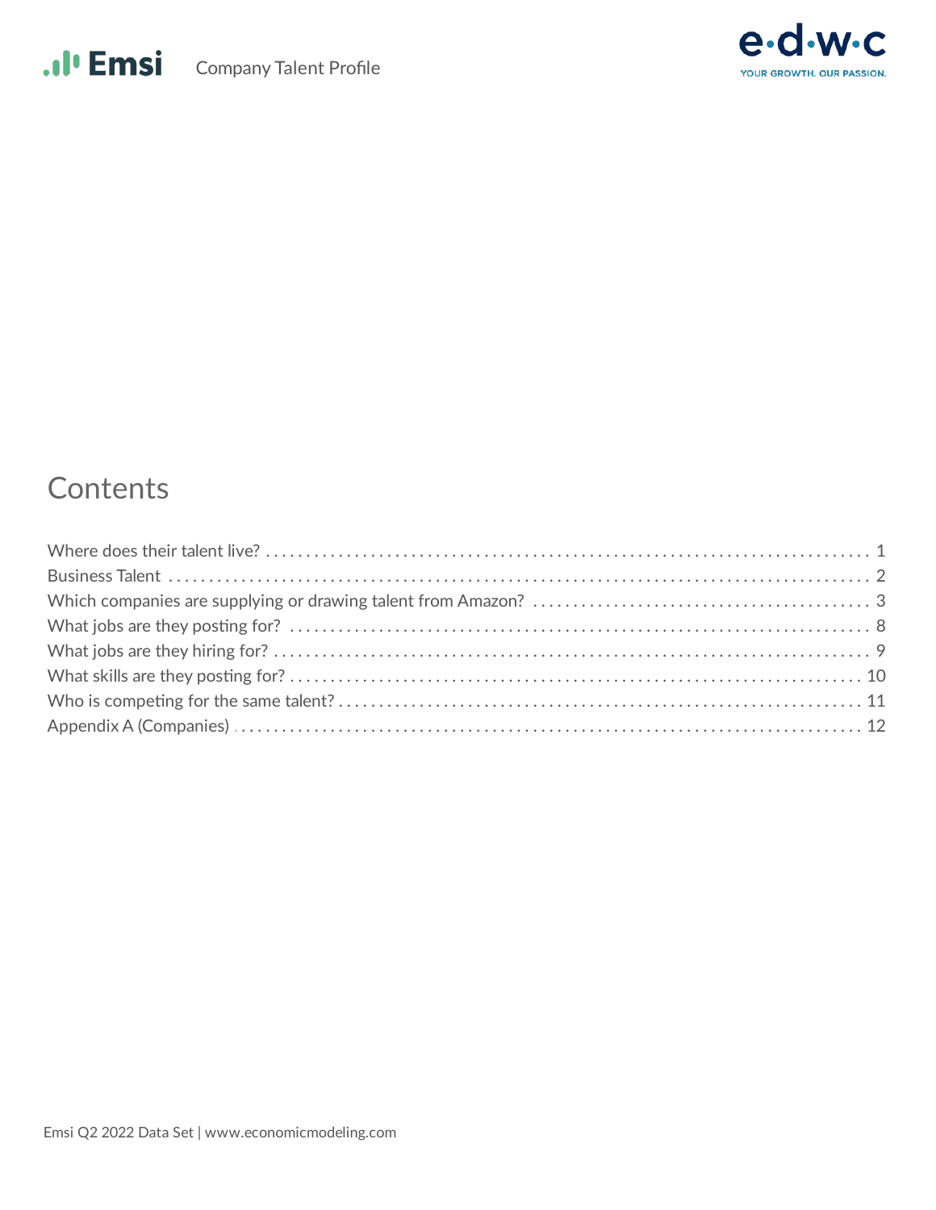# Contents

Where does their talent live? . . . . . . . . . . . . . . . . . . . . . . . . . . . . . . . . . . . . . . . . . . . . . . . . . . . . . . . . . . . 1
Business Talent . . . . . . . . . . . . . . . . . . . . . . . . . . . . . . . . . . . . . . . . . . . . . . . . . . . . . . . . . . . . . . . . . . . . 2
Which companies are supplying or drawing talent from Amazon? . . . . . . . . . . . . . . . . . . . . . . . . . . . . . . . 3
What jobs are they posting for? . . . . . . . . . . . . . . . . . . . . . . . . . . . . . . . . . . . . . . . . . . . . . . . . . . . . . . . . . 8
What jobs are they hiring for? . . . . . . . . . . . . . . . . . . . . . . . . . . . . . . . . . . . . . . . . . . . . . . . . . . . . . . . . . . 9
What skills are they posting for? . . . . . . . . . . . . . . . . . . . . . . . . . . . . . . . . . . . . . . . . . . . . . . . . . . . . . . . 10
Who is competing for the same talent? . . . . . . . . . . . . . . . . . . . . . . . . . . . . . . . . . . . . . . . . . . . . . . . . . . 11
Appendix A (Companies) . . . . . . . . . . . . . . . . . . . . . . . . . . . . . . . . . . . . . . . . . . . . . . . . . . . . . . . . . . . . 12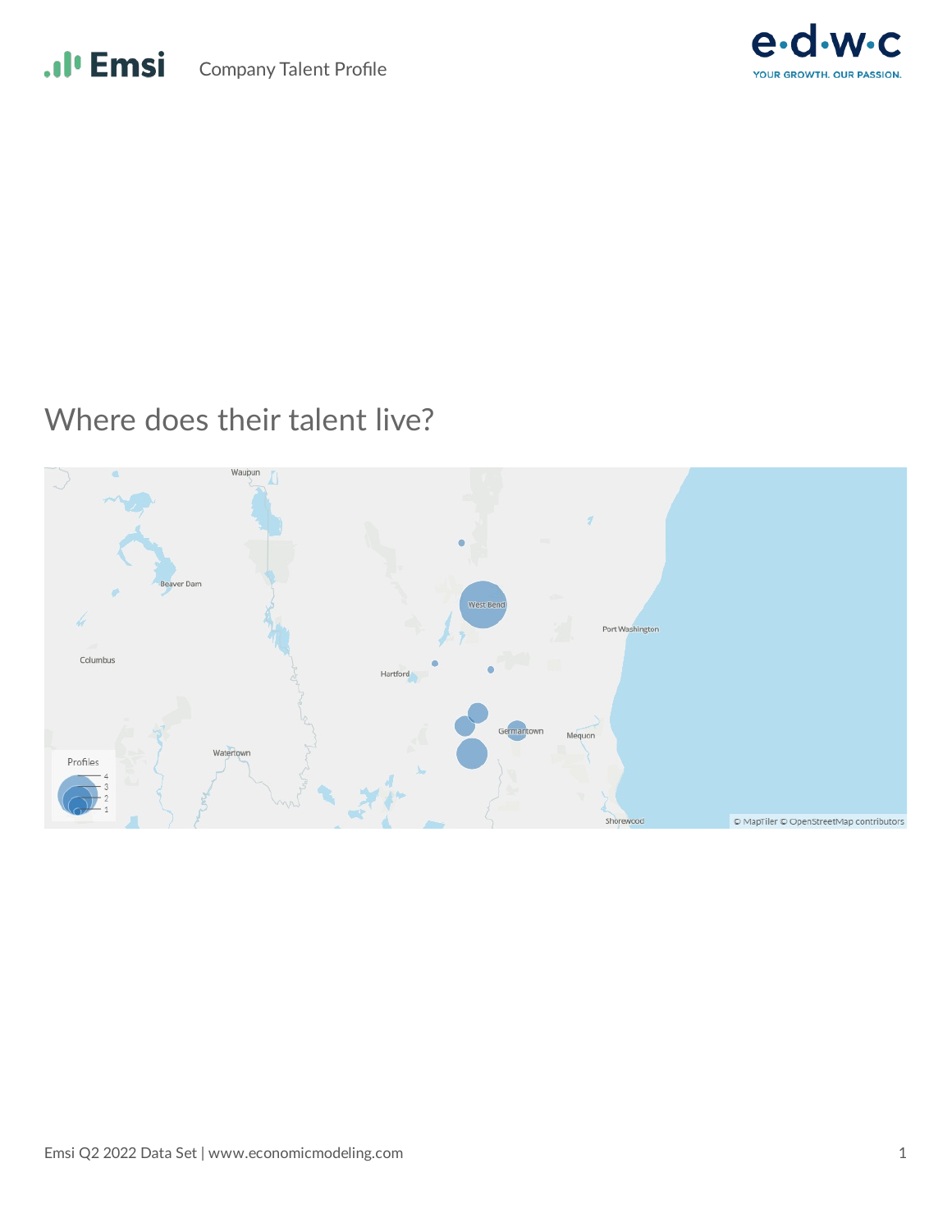## Where does their talent live?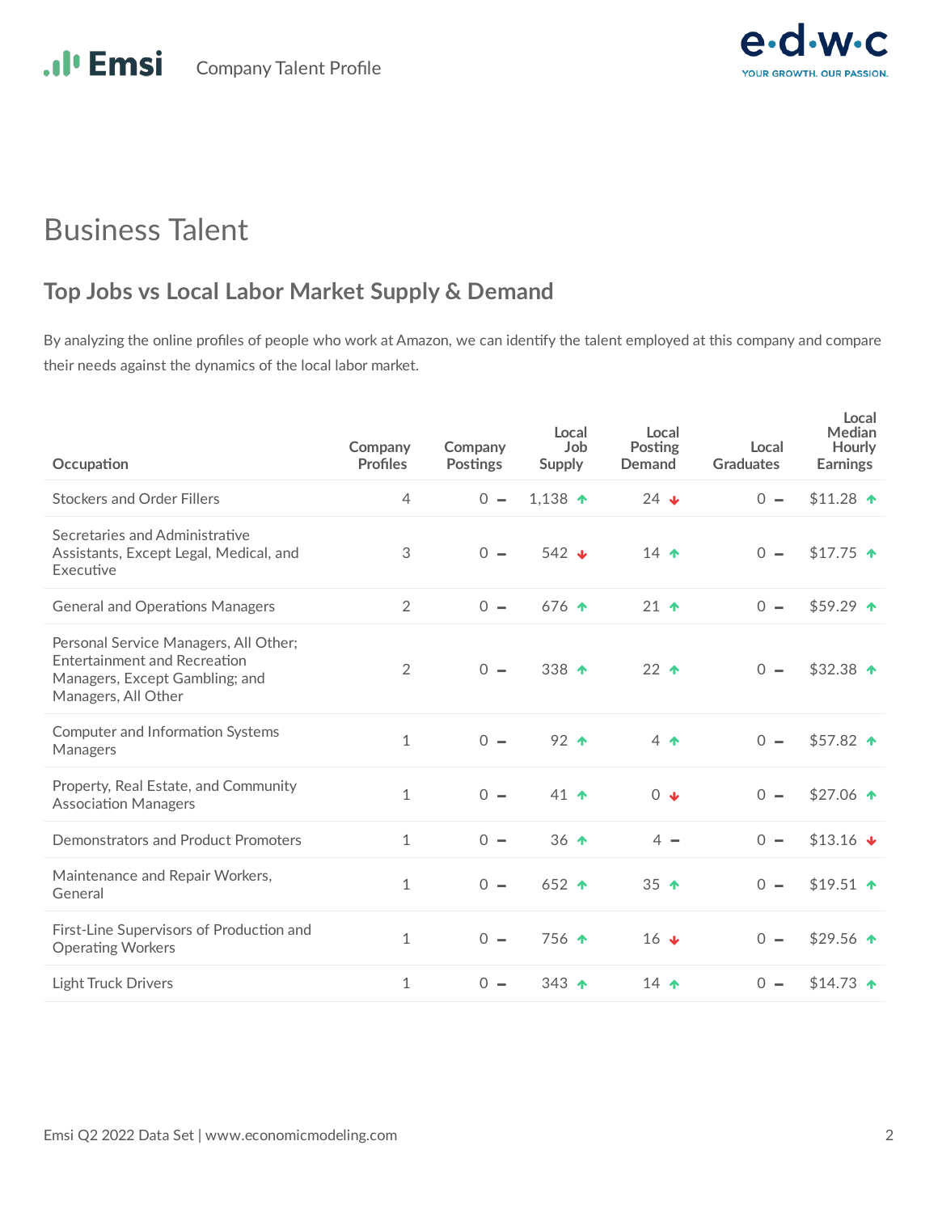# Business Talent

## Top Jobs vs Local Labor Market Supply & Demand

By analyzing the online profiles of people who work at Amazon, we can identify the talent employed at this company and compare their needs against the dynamics of the local labor market.

| Occupation | Company Profiles | Company Postings | Local Job Supply | Local Posting Demand | Local Graduates | Local Median Hourly Earnings |
|---|---|---|---|---|---|---|
| Stockers and Order Fillers | 4 | 0 ▬ | 1,138 ↑ | 24 ↓ | 0 ▬ | $11.28 ↑ |
| Secretaries and Administrative Assistants, Except Legal, Medical, and Executive | 3 | 0 ▬ | 542 ↓ | 14 ↑ | 0 ▬ | $17.75 ↑ |
| General and Operations Managers | 2 | 0 ▬ | 676 ↑ | 21 ↑ | 0 ▬ | $59.29 ↑ |
| Personal Service Managers, All Other; Entertainment and Recreation Managers, Except Gambling; and Managers, All Other | 2 | 0 ▬ | 338 ↑ | 22 ↑ | 0 ▬ | $32.38 ↑ |
| Computer and Information Systems Managers | 1 | 0 ▬ | 92 ↑ | 4 ↑ | 0 ▬ | $57.82 ↑ |
| Property, Real Estate, and Community Association Managers | 1 | 0 ▬ | 41 ↑ | 0 ↓ | 0 ▬ | $27.06 ↑ |
| Demonstrators and Product Promoters | 1 | 0 ▬ | 36 ↑ | 4 ▬ | 0 ▬ | $13.16 ↓ |
| Maintenance and Repair Workers, General | 1 | 0 ▬ | 652 ↑ | 35 ↑ | 0 ▬ | $19.51 ↑ |
| First-Line Supervisors of Production and Operating Workers | 1 | 0 ▬ | 756 ↑ | 16 ↓ | 0 ▬ | $29.56 ↑ |
| Light Truck Drivers | 1 | 0 ▬ | 343 ↑ | 14 ↑ | 0 ▬ | $14.73 ↑ |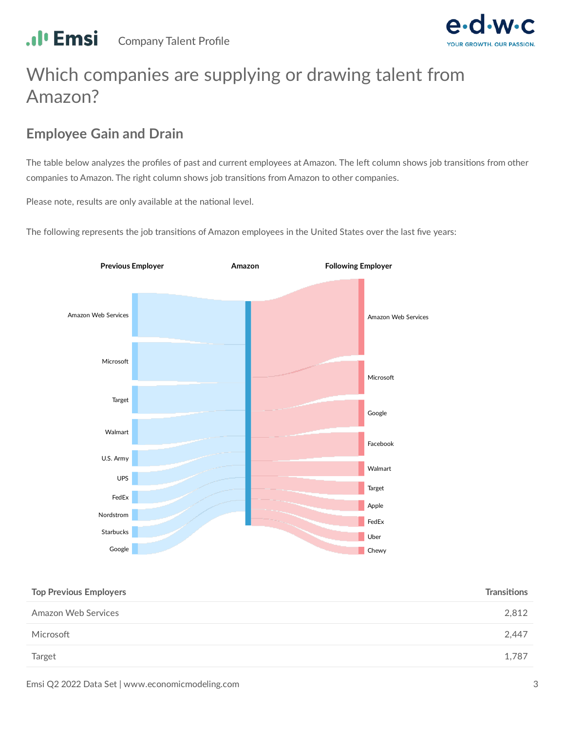# Which companies are supplying or drawing talent from Amazon?

## Employee Gain and Drain

The table below analyzes the profiles of past and current employees at Amazon. The left column shows job transitions from other companies to Amazon. The right column shows job transitions from Amazon to other companies.

Please note, results are only available at the national level.

The following represents the job transitions of Amazon employees in the United States over the last five years:

**Previous Employer** | **Amazon** | **Following Employer**

Previous Employer: Amazon Web Services, Microsoft, Target, Walmart, U.S. Army, UPS, FedEx, Nordstrom, Starbucks, Google

Following Employer: Amazon Web Services, Microsoft, Google, Facebook, Walmart, Target, Apple, FedEx, Uber, Chewy

| Top Previous Employers | Transitions |
|---|---|
| Amazon Web Services | 2,812 |
| Microsoft | 2,447 |
| Target | 1,787 |

Emsi Q2 2022 Data Set | www.economicmodeling.com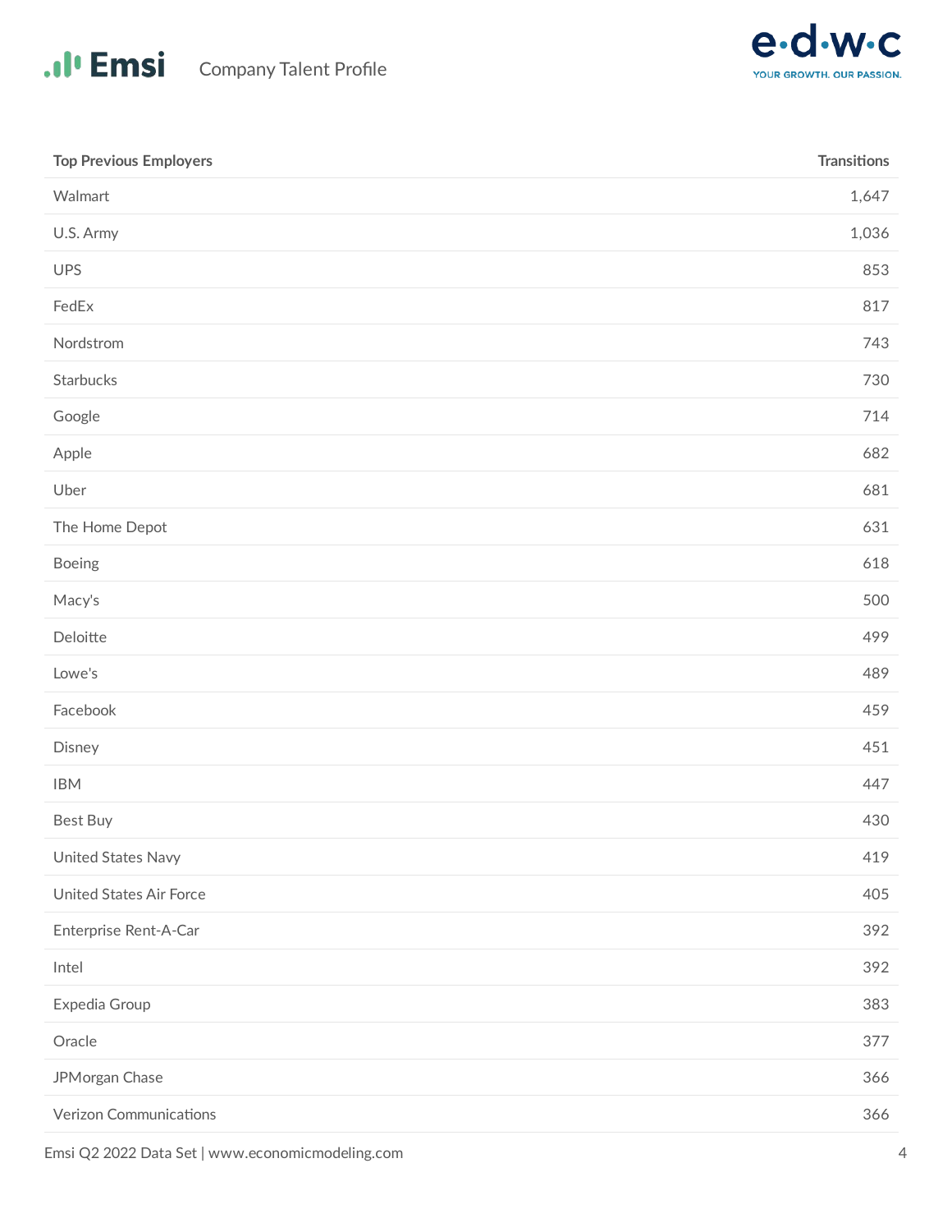| Top Previous Employers | Transitions |
|---|---|
| Walmart | 1,647 |
| U.S. Army | 1,036 |
| UPS | 853 |
| FedEx | 817 |
| Nordstrom | 743 |
| Starbucks | 730 |
| Google | 714 |
| Apple | 682 |
| Uber | 681 |
| The Home Depot | 631 |
| Boeing | 618 |
| Macy's | 500 |
| Deloitte | 499 |
| Lowe's | 489 |
| Facebook | 459 |
| Disney | 451 |
| IBM | 447 |
| Best Buy | 430 |
| United States Navy | 419 |
| United States Air Force | 405 |
| Enterprise Rent-A-Car | 392 |
| Intel | 392 |
| Expedia Group | 383 |
| Oracle | 377 |
| JPMorgan Chase | 366 |
| Verizon Communications | 366 |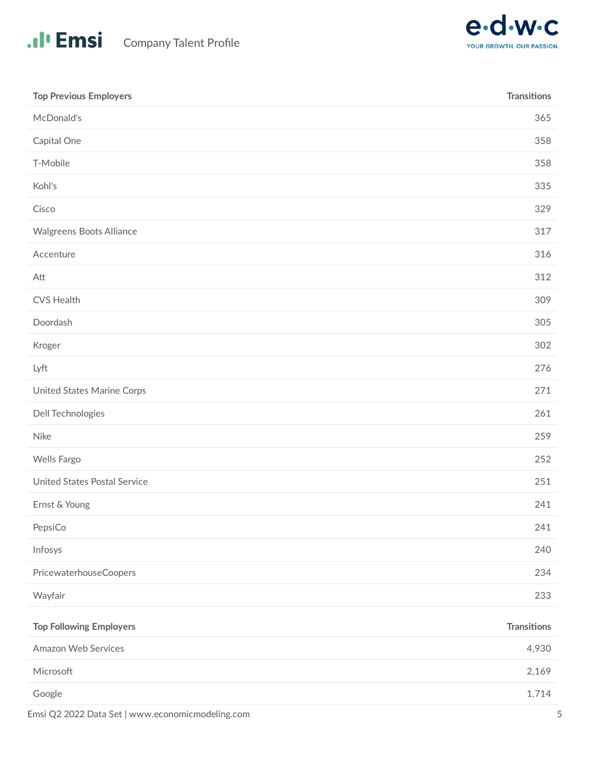| Top Previous Employers | Transitions |
|---|---|
| McDonald's | 365 |
| Capital One | 358 |
| T-Mobile | 358 |
| Kohl's | 335 |
| Cisco | 329 |
| Walgreens Boots Alliance | 317 |
| Accenture | 316 |
| Att | 312 |
| CVS Health | 309 |
| Doordash | 305 |
| Kroger | 302 |
| Lyft | 276 |
| United States Marine Corps | 271 |
| Dell Technologies | 261 |
| Nike | 259 |
| Wells Fargo | 252 |
| United States Postal Service | 251 |
| Ernst & Young | 241 |
| PepsiCo | 241 |
| Infosys | 240 |
| PricewaterhouseCoopers | 234 |
| Wayfair | 233 |

| Top Following Employers | Transitions |
|---|---|
| Amazon Web Services | 4,930 |
| Microsoft | 2,169 |
| Google | 1,714 |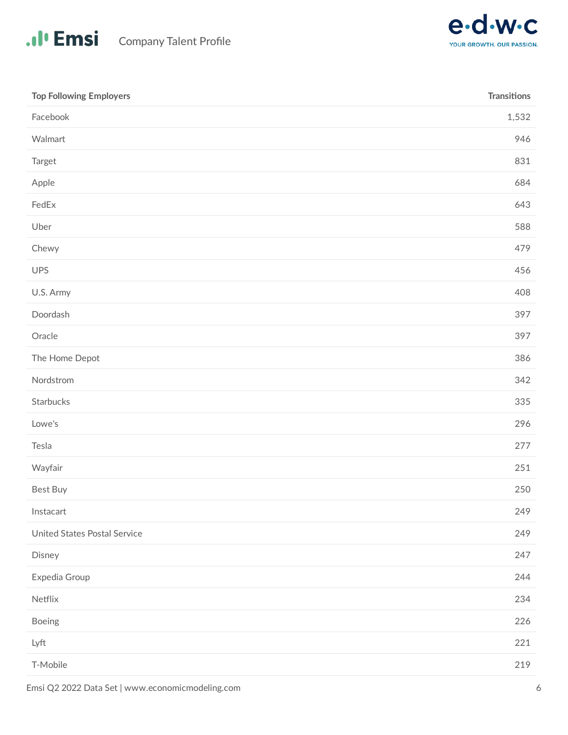| Top Following Employers | Transitions |
| --- | --- |
| Facebook | 1,532 |
| Walmart | 946 |
| Target | 831 |
| Apple | 684 |
| FedEx | 643 |
| Uber | 588 |
| Chewy | 479 |
| UPS | 456 |
| U.S. Army | 408 |
| Doordash | 397 |
| Oracle | 397 |
| The Home Depot | 386 |
| Nordstrom | 342 |
| Starbucks | 335 |
| Lowe's | 296 |
| Tesla | 277 |
| Wayfair | 251 |
| Best Buy | 250 |
| Instacart | 249 |
| United States Postal Service | 249 |
| Disney | 247 |
| Expedia Group | 244 |
| Netflix | 234 |
| Boeing | 226 |
| Lyft | 221 |
| T-Mobile | 219 |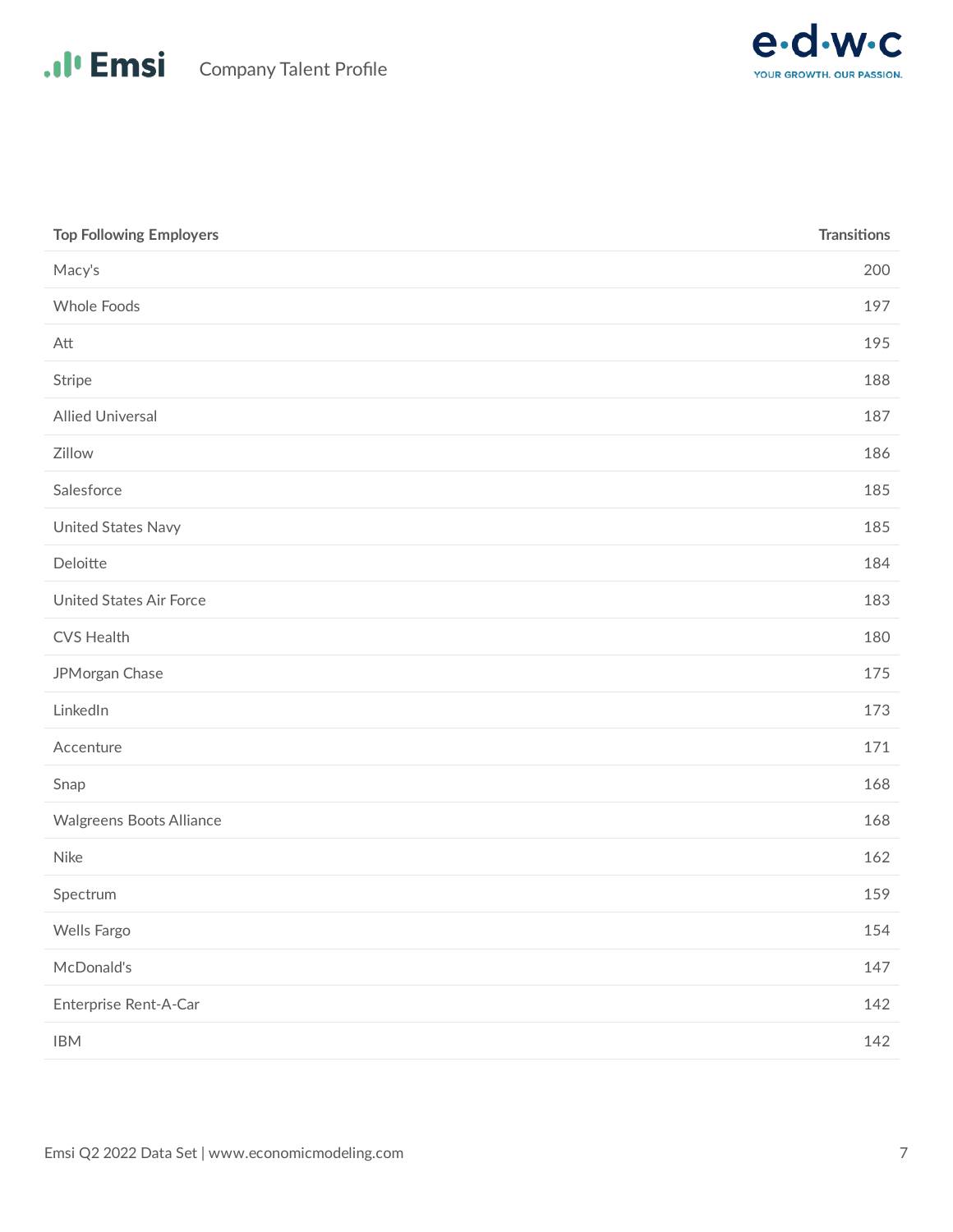| Top Following Employers | Transitions |
|---|---|
| Macy's | 200 |
| Whole Foods | 197 |
| Att | 195 |
| Stripe | 188 |
| Allied Universal | 187 |
| Zillow | 186 |
| Salesforce | 185 |
| United States Navy | 185 |
| Deloitte | 184 |
| United States Air Force | 183 |
| CVS Health | 180 |
| JPMorgan Chase | 175 |
| LinkedIn | 173 |
| Accenture | 171 |
| Snap | 168 |
| Walgreens Boots Alliance | 168 |
| Nike | 162 |
| Spectrum | 159 |
| Wells Fargo | 154 |
| McDonald's | 147 |
| Enterprise Rent-A-Car | 142 |
| IBM | 142 |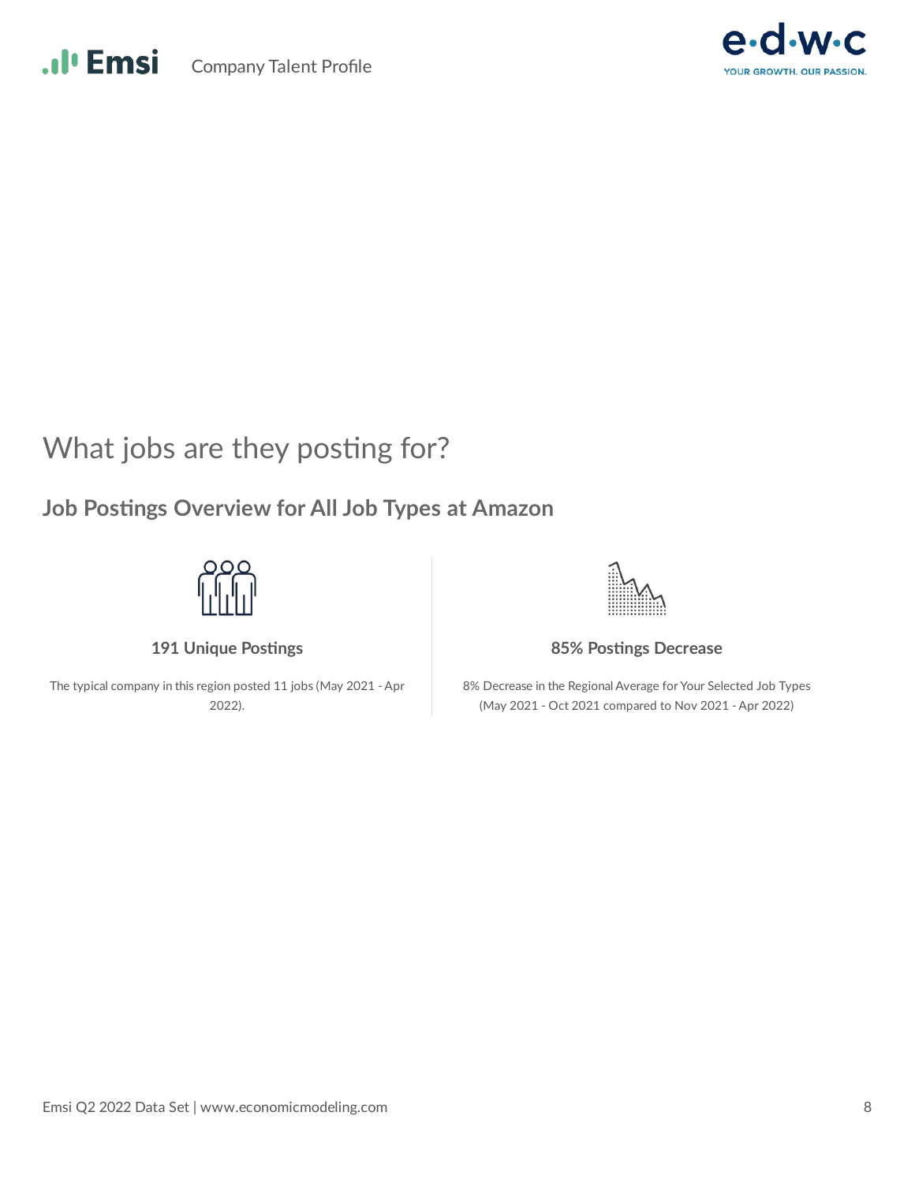# What jobs are they posting for?

## Job Postings Overview for All Job Types at Amazon

**191 Unique Postings**

The typical company in this region posted 11 jobs (May 2021 - Apr 2022).

**85% Postings Decrease**

8% Decrease in the Regional Average for Your Selected Job Types (May 2021 - Oct 2021 compared to Nov 2021 - Apr 2022)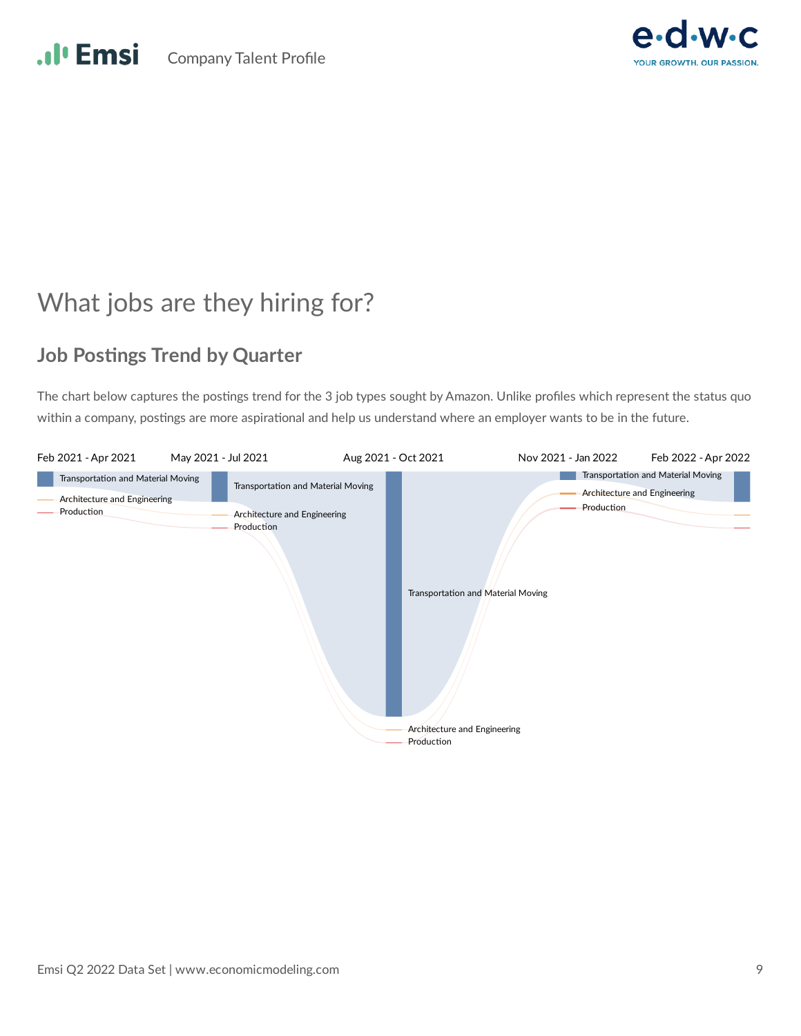# What jobs are they hiring for?

## Job Postings Trend by Quarter

The chart below captures the postings trend for the 3 job types sought by Amazon. Unlike profiles which represent the status quo within a company, postings are more aspirational and help us understand where an employer wants to be in the future.

Feb 2021 - Apr 2021 | May 2021 - Jul 2021 | Aug 2021 - Oct 2021 | Nov 2021 - Jan 2022 | Feb 2022 - Apr 2022

Transportation and Material Moving
Architecture and Engineering
Production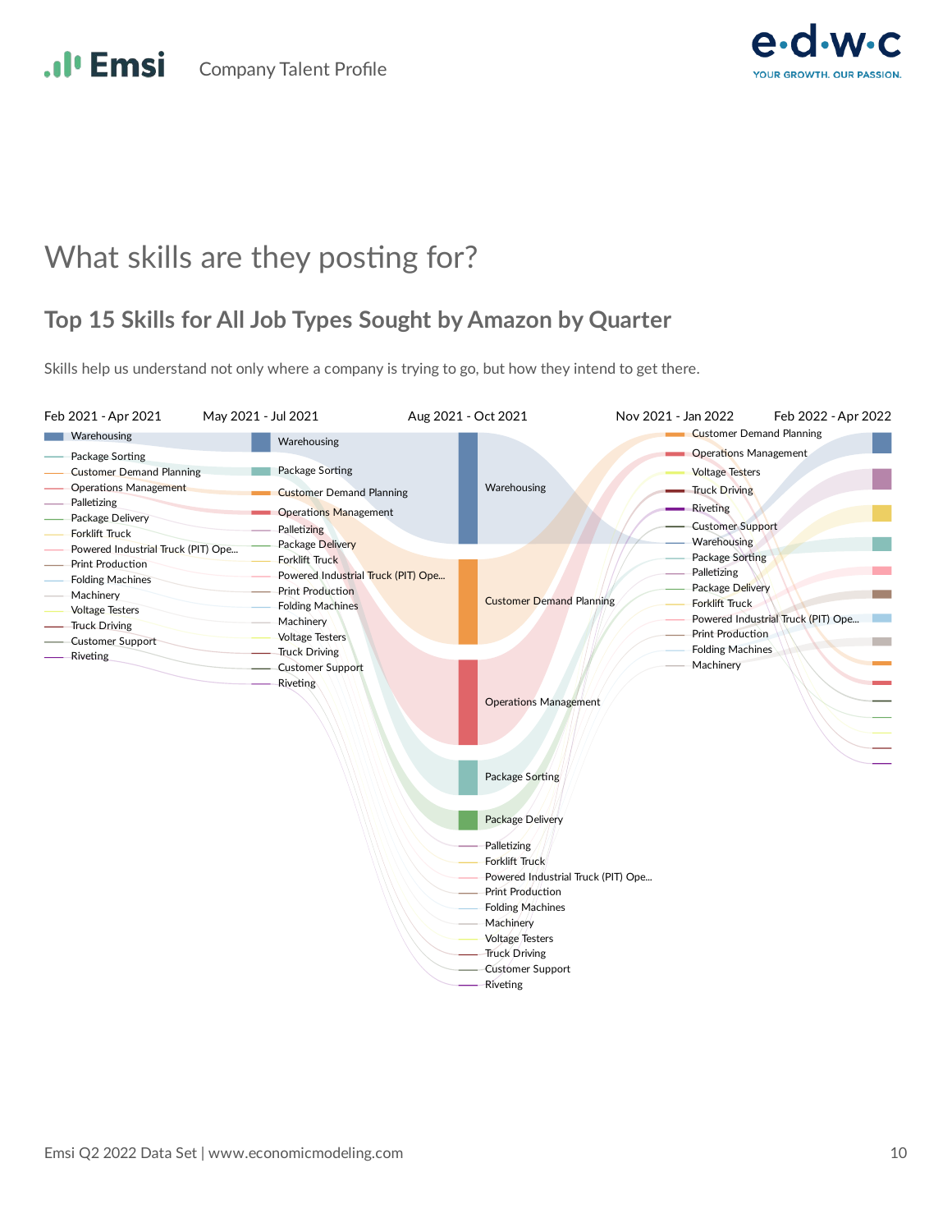# What skills are they posting for?

## Top 15 Skills for All Job Types Sought by Amazon by Quarter

Skills help us understand not only where a company is trying to go, but how they intend to get there.

| Feb 2021 - Apr 2021 | May 2021 - Jul 2021 | Aug 2021 - Oct 2021 | Nov 2021 - Jan 2022 |
|---|---|---|---|
| Warehousing | Warehousing | Warehousing | Customer Demand Planning |
| Package Sorting | Package Sorting | Customer Demand Planning | Operations Management |
| Customer Demand Planning | Customer Demand Planning | Operations Management | Voltage Testers |
| Operations Management | Operations Management | Package Sorting | Truck Driving |
| Palletizing | Palletizing | Package Delivery | Riveting |
| Package Delivery | Package Delivery | Palletizing | Customer Support |
| Forklift Truck | Forklift Truck | Forklift Truck | Warehousing |
| Powered Industrial Truck (PIT) Ope... | Powered Industrial Truck (PIT) Ope... | Powered Industrial Truck (PIT) Ope... | Package Sorting |
| Print Production | Print Production | Print Production | Palletizing |
| Folding Machines | Folding Machines | Folding Machines | Package Delivery |
| Machinery | Machinery | Machinery | Forklift Truck |
| Voltage Testers | Voltage Testers | Voltage Testers | Powered Industrial Truck (PIT) Ope... |
| Truck Driving | Truck Driving | Truck Driving | Print Production |
| Customer Support | Customer Support | Customer Support | Folding Machines |
| Riveting | Riveting | Riveting | Machinery |

Feb 2022 - Apr 2022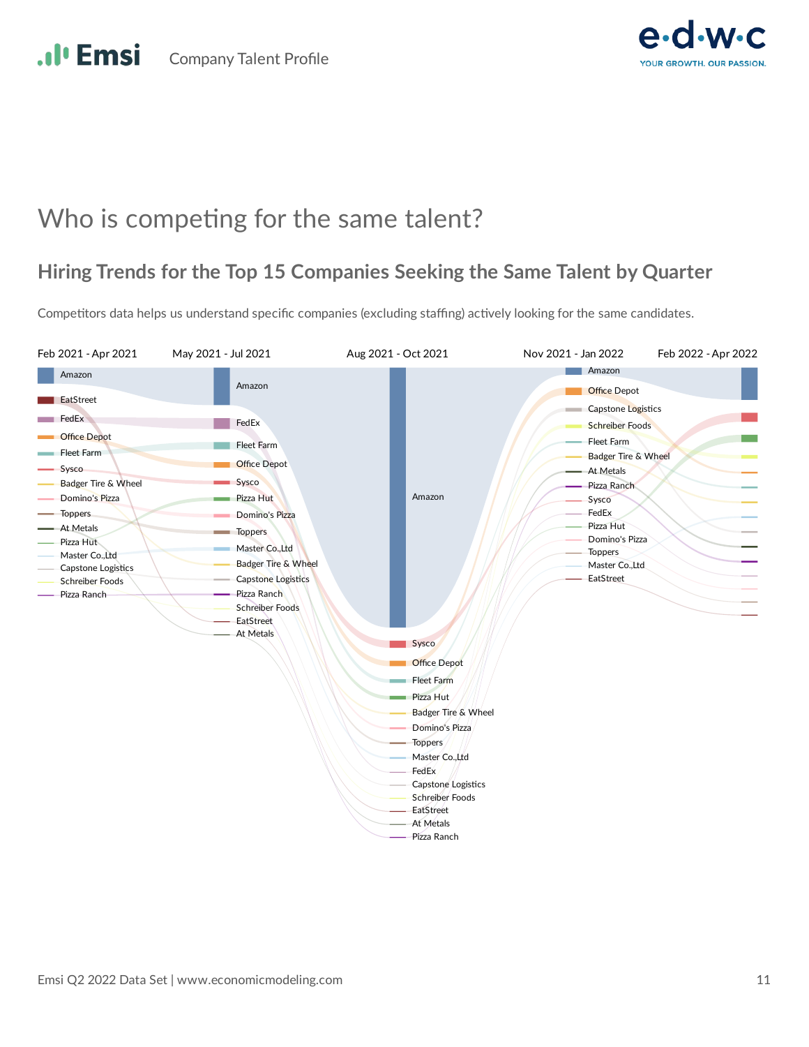# Who is competing for the same talent?

## Hiring Trends for the Top 15 Companies Seeking the Same Talent by Quarter

Competitors data helps us understand specific companies (excluding staffing) actively looking for the same candidates.

| Feb 2021 - Apr 2021 | May 2021 - Jul 2021 | Aug 2021 - Oct 2021 | Nov 2021 - Jan 2022 | Feb 2022 - Apr 2022 |
|---|---|---|---|---|
| Amazon | Amazon | Amazon | Amazon | |
| EatStreet | FedEx | Sysco | Office Depot | |
| FedEx | Fleet Farm | Office Depot | Capstone Logistics | |
| Office Depot | Office Depot | Fleet Farm | Schreiber Foods | |
| Fleet Farm | Sysco | Pizza Hut | Fleet Farm | |
| Sysco | Pizza Hut | Badger Tire & Wheel | Badger Tire & Wheel | |
| Badger Tire & Wheel | Domino's Pizza | Domino's Pizza | At Metals | |
| Domino's Pizza | Toppers | Toppers | Pizza Ranch | |
| Toppers | Master Co.,Ltd | Master Co.,Ltd | Sysco | |
| At Metals | Badger Tire & Wheel | FedEx | FedEx | |
| Pizza Hut | Capstone Logistics | Capstone Logistics | Pizza Hut | |
| Master Co.,Ltd | Pizza Ranch | Schreiber Foods | Domino's Pizza | |
| Capstone Logistics | Schreiber Foods | EatStreet | Toppers | |
| Schreiber Foods | EatStreet | At Metals | Master Co.,Ltd | |
| Pizza Ranch | At Metals | Pizza Ranch | EatStreet | |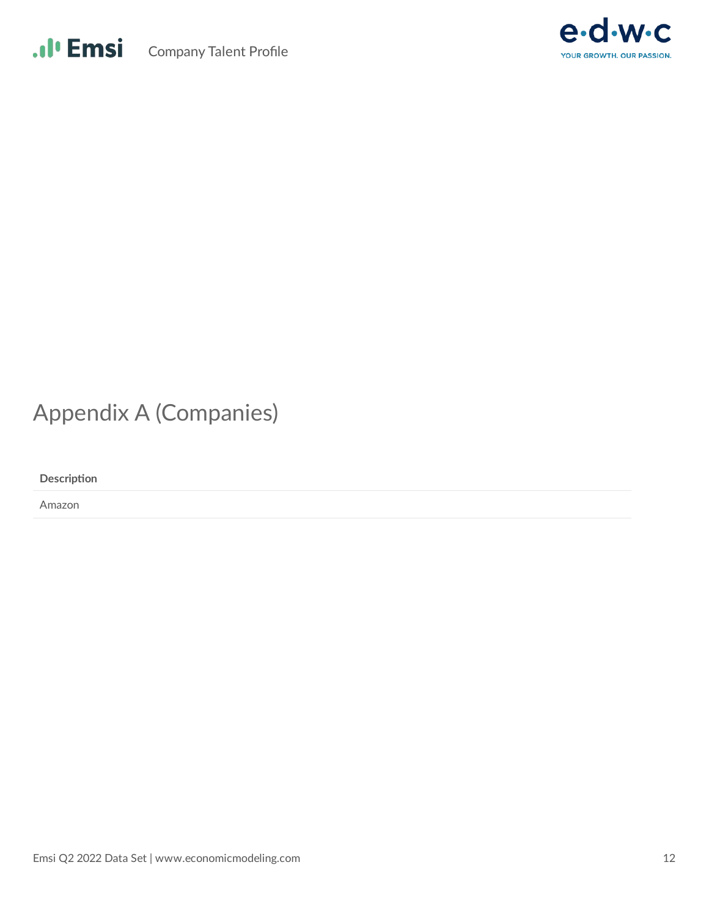# Appendix A (Companies)

| Description |
|---|
| Amazon |